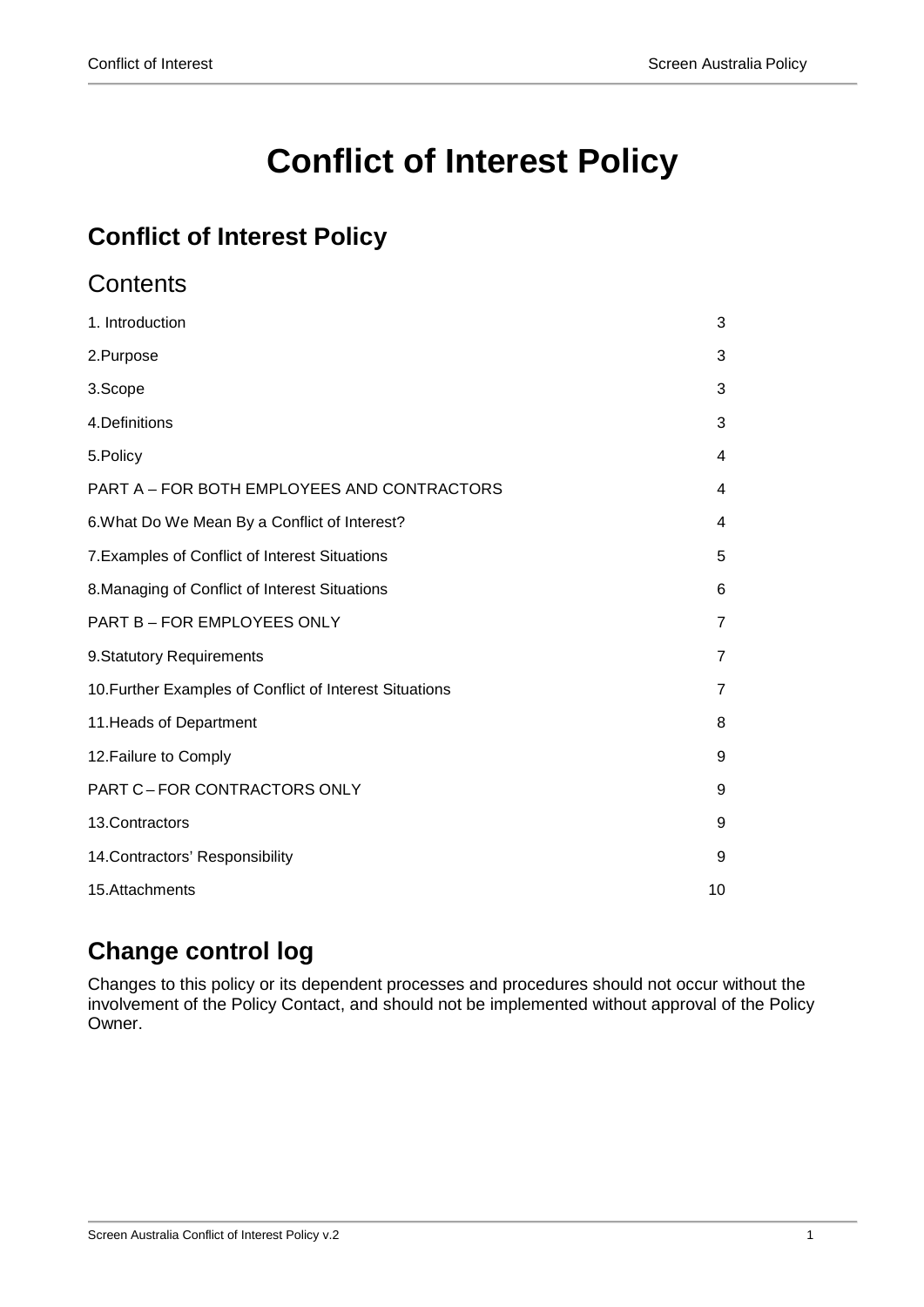# Conflict of Interest Policy

## Conflict of Interest Policy

### Contents

| | |
|---|---|
| 1. Introduction | 3 |
| 2.Purpose | 3 |
| 3.Scope | 3 |
| 4.Definitions | 3 |
| 5.Policy | 4 |
| PART A – FOR BOTH EMPLOYEES AND CONTRACTORS | 4 |
| 6.What Do We Mean By a Conflict of Interest? | 4 |
| 7.Examples of Conflict of Interest Situations | 5 |
| 8.Managing of Conflict of Interest Situations | 6 |
| PART B – FOR EMPLOYEES ONLY | 7 |
| 9.Statutory Requirements | 7 |
| 10.Further Examples of Conflict of Interest Situations | 7 |
| 11.Heads of Department | 8 |
| 12.Failure to Comply | 9 |
| PART C – FOR CONTRACTORS ONLY | 9 |
| 13.Contractors | 9 |
| 14.Contractors' Responsibility | 9 |
| 15.Attachments | 10 |

## Change control log

Changes to this policy or its dependent processes and procedures should not occur without the involvement of the Policy Contact, and should not be implemented without approval of the Policy Owner.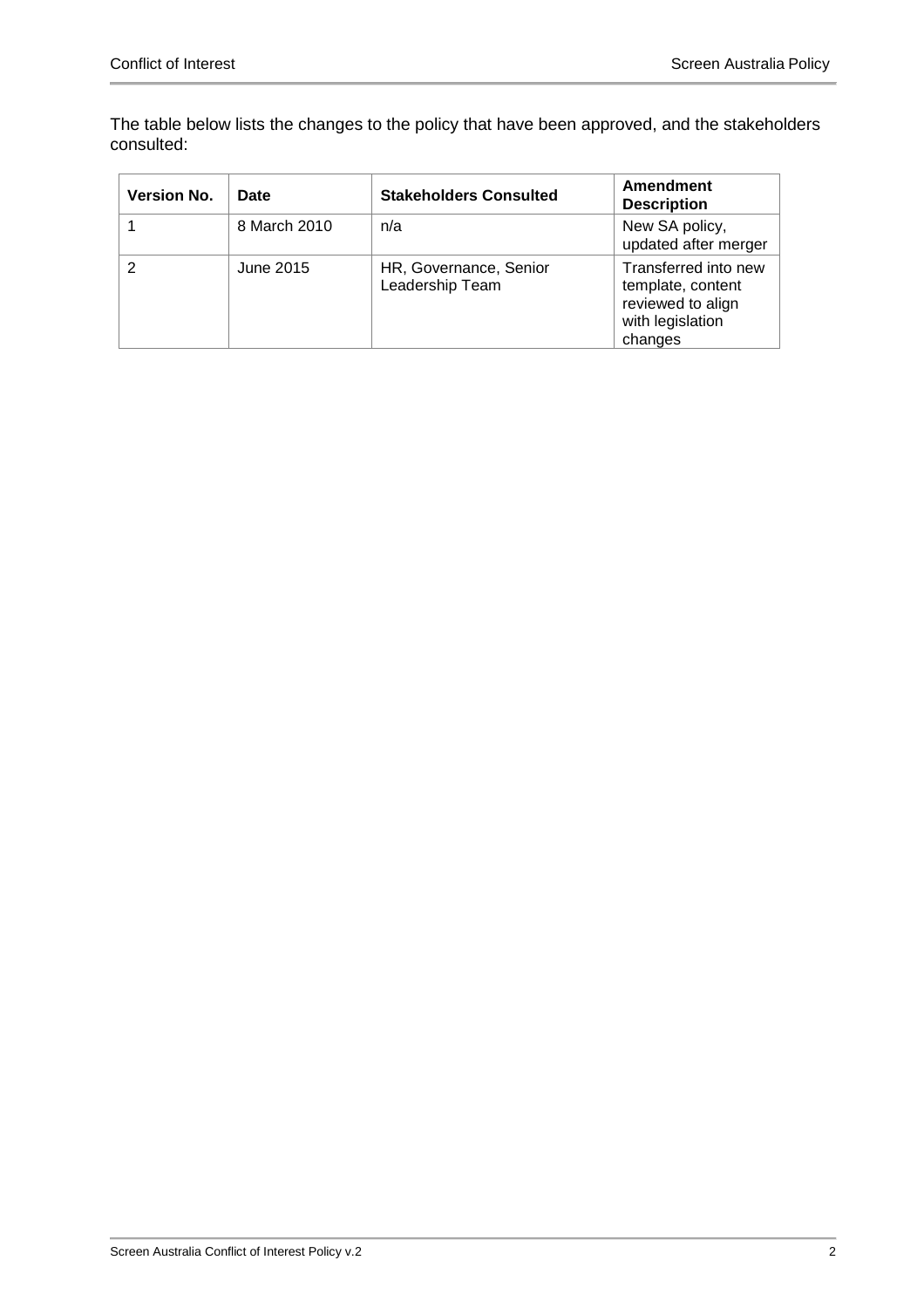The table below lists the changes to the policy that have been approved, and the stakeholders consulted:

| Version No. | Date | Stakeholders Consulted | Amendment Description |
|---|---|---|---|
| 1 | 8 March 2010 | n/a | New SA policy, updated after merger |
| 2 | June 2015 | HR, Governance, Senior Leadership Team | Transferred into new template, content reviewed to align with legislation changes |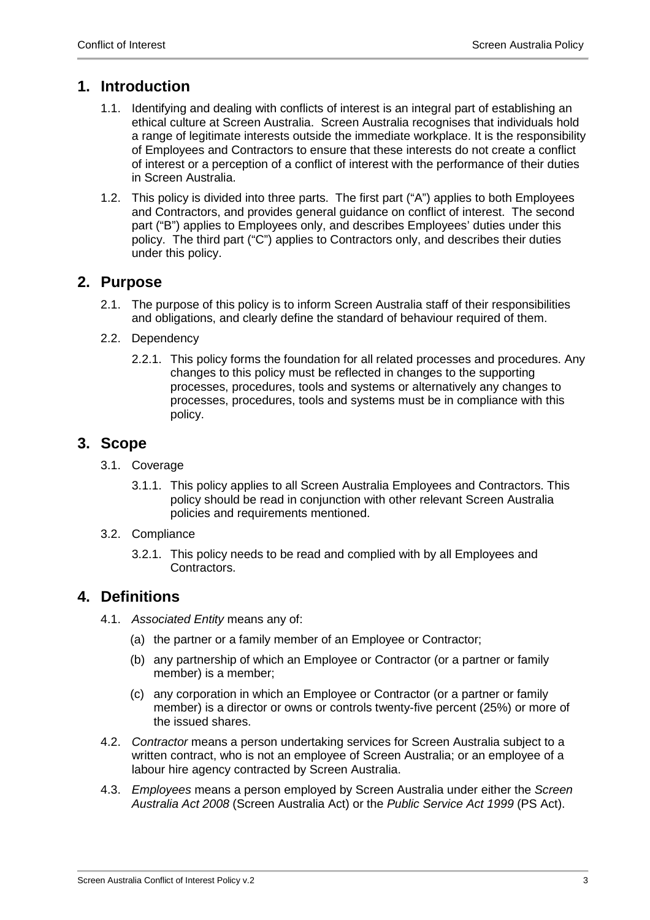## 1. Introduction

1.1. Identifying and dealing with conflicts of interest is an integral part of establishing an ethical culture at Screen Australia. Screen Australia recognises that individuals hold a range of legitimate interests outside the immediate workplace. It is the responsibility of Employees and Contractors to ensure that these interests do not create a conflict of interest or a perception of a conflict of interest with the performance of their duties in Screen Australia.

1.2. This policy is divided into three parts. The first part ("A") applies to both Employees and Contractors, and provides general guidance on conflict of interest. The second part ("B") applies to Employees only, and describes Employees' duties under this policy. The third part ("C") applies to Contractors only, and describes their duties under this policy.

## 2. Purpose

2.1. The purpose of this policy is to inform Screen Australia staff of their responsibilities and obligations, and clearly define the standard of behaviour required of them.

2.2. Dependency

2.2.1. This policy forms the foundation for all related processes and procedures. Any changes to this policy must be reflected in changes to the supporting processes, procedures, tools and systems or alternatively any changes to processes, procedures, tools and systems must be in compliance with this policy.

## 3. Scope

3.1. Coverage

3.1.1. This policy applies to all Screen Australia Employees and Contractors. This policy should be read in conjunction with other relevant Screen Australia policies and requirements mentioned.

3.2. Compliance

3.2.1. This policy needs to be read and complied with by all Employees and Contractors.

## 4. Definitions

4.1. *Associated Entity* means any of:

(a) the partner or a family member of an Employee or Contractor;

(b) any partnership of which an Employee or Contractor (or a partner or family member) is a member;

(c) any corporation in which an Employee or Contractor (or a partner or family member) is a director or owns or controls twenty-five percent (25%) or more of the issued shares.

4.2. *Contractor* means a person undertaking services for Screen Australia subject to a written contract, who is not an employee of Screen Australia; or an employee of a labour hire agency contracted by Screen Australia.

4.3. *Employees* means a person employed by Screen Australia under either the *Screen Australia Act 2008* (Screen Australia Act) or the *Public Service Act 1999* (PS Act).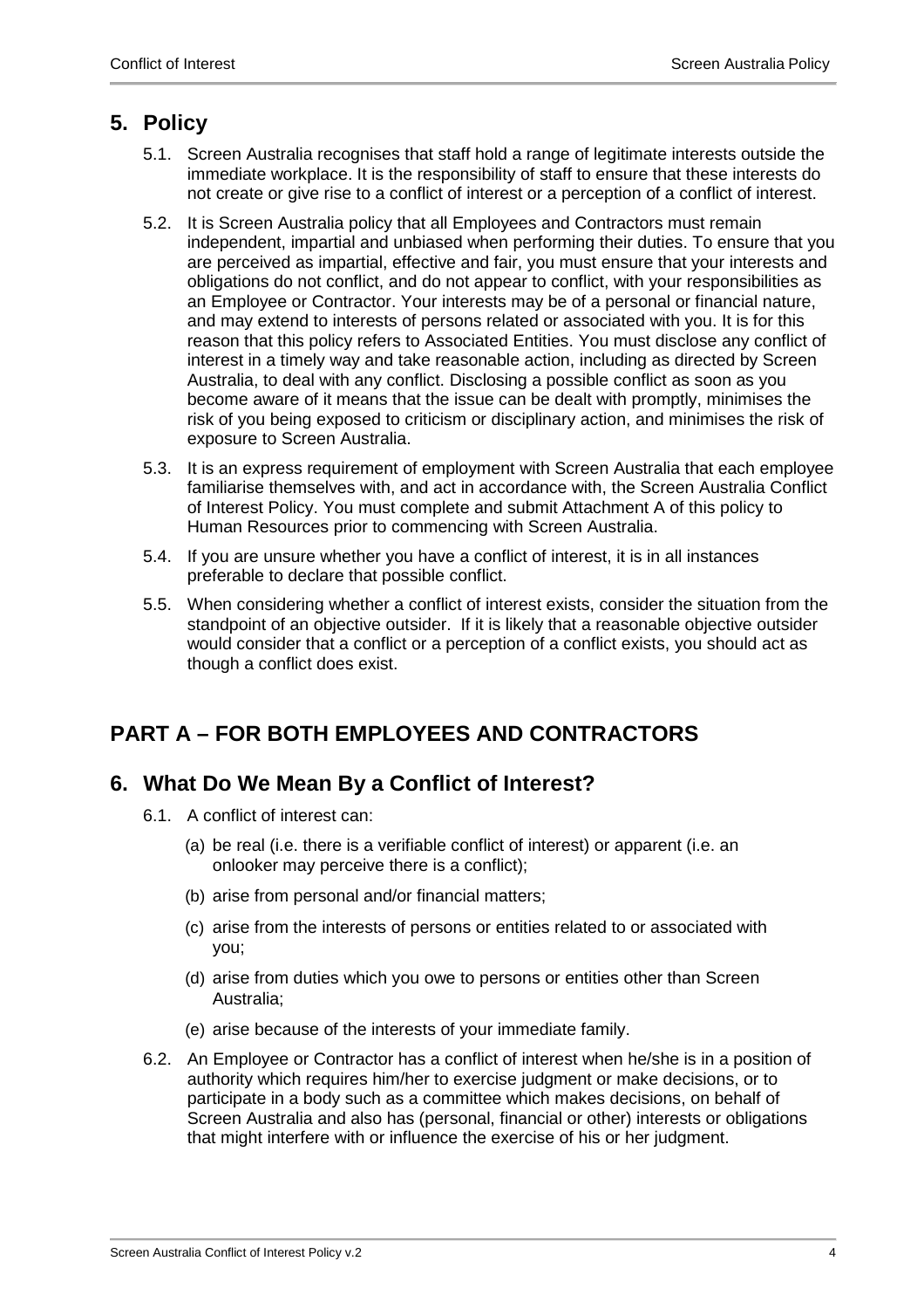## 5. Policy

5.1. Screen Australia recognises that staff hold a range of legitimate interests outside the immediate workplace. It is the responsibility of staff to ensure that these interests do not create or give rise to a conflict of interest or a perception of a conflict of interest.

5.2. It is Screen Australia policy that all Employees and Contractors must remain independent, impartial and unbiased when performing their duties. To ensure that you are perceived as impartial, effective and fair, you must ensure that your interests and obligations do not conflict, and do not appear to conflict, with your responsibilities as an Employee or Contractor. Your interests may be of a personal or financial nature, and may extend to interests of persons related or associated with you. It is for this reason that this policy refers to Associated Entities. You must disclose any conflict of interest in a timely way and take reasonable action, including as directed by Screen Australia, to deal with any conflict. Disclosing a possible conflict as soon as you become aware of it means that the issue can be dealt with promptly, minimises the risk of you being exposed to criticism or disciplinary action, and minimises the risk of exposure to Screen Australia.

5.3. It is an express requirement of employment with Screen Australia that each employee familiarise themselves with, and act in accordance with, the Screen Australia Conflict of Interest Policy. You must complete and submit Attachment A of this policy to Human Resources prior to commencing with Screen Australia.

5.4. If you are unsure whether you have a conflict of interest, it is in all instances preferable to declare that possible conflict.

5.5. When considering whether a conflict of interest exists, consider the situation from the standpoint of an objective outsider. If it is likely that a reasonable objective outsider would consider that a conflict or a perception of a conflict exists, you should act as though a conflict does exist.

# PART A – FOR BOTH EMPLOYEES AND CONTRACTORS

## 6. What Do We Mean By a Conflict of Interest?

6.1. A conflict of interest can:

(a) be real (i.e. there is a verifiable conflict of interest) or apparent (i.e. an onlooker may perceive there is a conflict);

(b) arise from personal and/or financial matters;

(c) arise from the interests of persons or entities related to or associated with you;

(d) arise from duties which you owe to persons or entities other than Screen Australia;

(e) arise because of the interests of your immediate family.

6.2. An Employee or Contractor has a conflict of interest when he/she is in a position of authority which requires him/her to exercise judgment or make decisions, or to participate in a body such as a committee which makes decisions, on behalf of Screen Australia and also has (personal, financial or other) interests or obligations that might interfere with or influence the exercise of his or her judgment.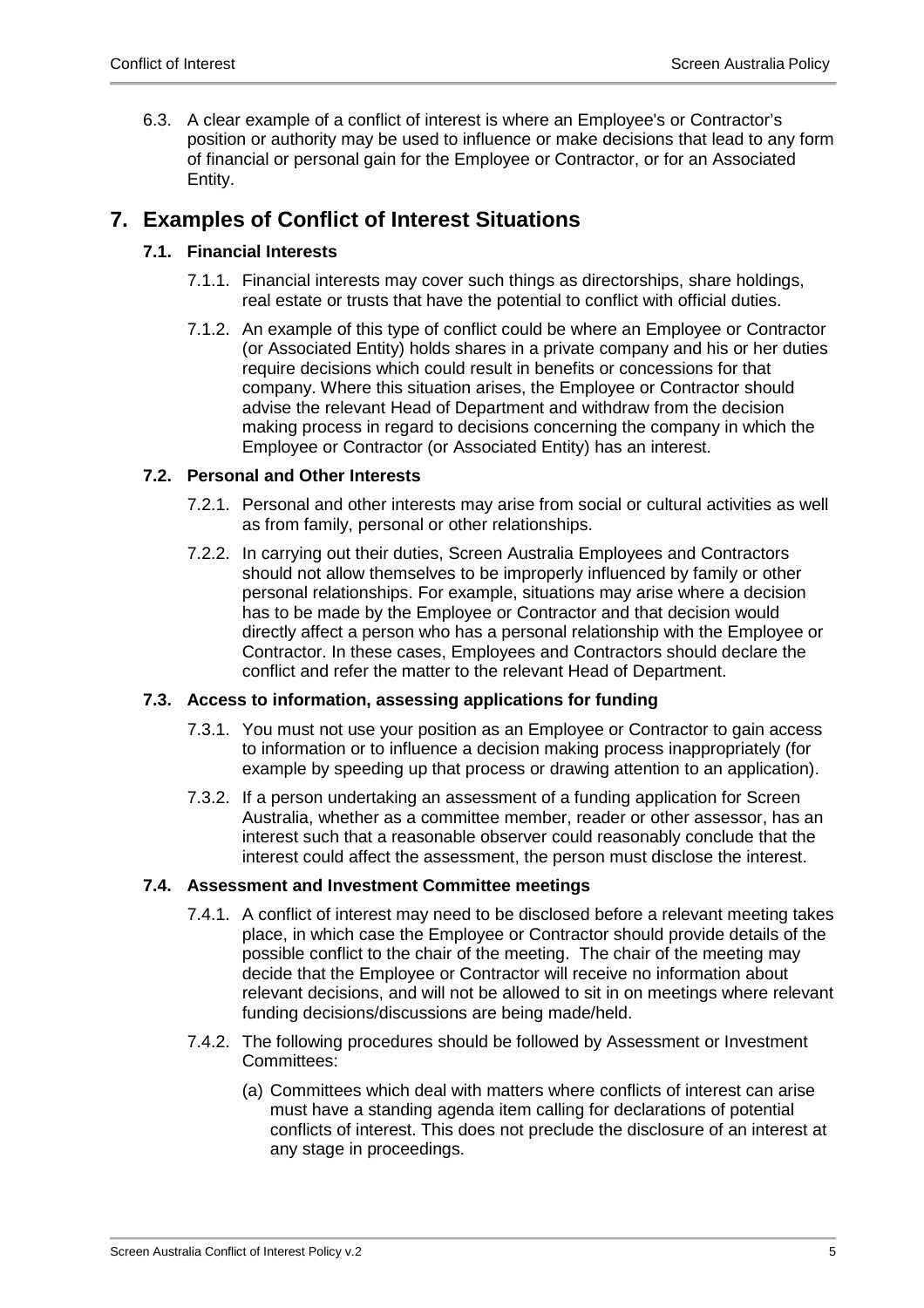6.3. A clear example of a conflict of interest is where an Employee's or Contractor's position or authority may be used to influence or make decisions that lead to any form of financial or personal gain for the Employee or Contractor, or for an Associated Entity.

## 7. Examples of Conflict of Interest Situations

### 7.1. Financial Interests

7.1.1. Financial interests may cover such things as directorships, share holdings, real estate or trusts that have the potential to conflict with official duties.

7.1.2. An example of this type of conflict could be where an Employee or Contractor (or Associated Entity) holds shares in a private company and his or her duties require decisions which could result in benefits or concessions for that company. Where this situation arises, the Employee or Contractor should advise the relevant Head of Department and withdraw from the decision making process in regard to decisions concerning the company in which the Employee or Contractor (or Associated Entity) has an interest.

### 7.2. Personal and Other Interests

7.2.1. Personal and other interests may arise from social or cultural activities as well as from family, personal or other relationships.

7.2.2. In carrying out their duties, Screen Australia Employees and Contractors should not allow themselves to be improperly influenced by family or other personal relationships. For example, situations may arise where a decision has to be made by the Employee or Contractor and that decision would directly affect a person who has a personal relationship with the Employee or Contractor. In these cases, Employees and Contractors should declare the conflict and refer the matter to the relevant Head of Department.

### 7.3. Access to information, assessing applications for funding

7.3.1. You must not use your position as an Employee or Contractor to gain access to information or to influence a decision making process inappropriately (for example by speeding up that process or drawing attention to an application).

7.3.2. If a person undertaking an assessment of a funding application for Screen Australia, whether as a committee member, reader or other assessor, has an interest such that a reasonable observer could reasonably conclude that the interest could affect the assessment, the person must disclose the interest.

### 7.4. Assessment and Investment Committee meetings

7.4.1. A conflict of interest may need to be disclosed before a relevant meeting takes place, in which case the Employee or Contractor should provide details of the possible conflict to the chair of the meeting. The chair of the meeting may decide that the Employee or Contractor will receive no information about relevant decisions, and will not be allowed to sit in on meetings where relevant funding decisions/discussions are being made/held.

7.4.2. The following procedures should be followed by Assessment or Investment Committees:

(a) Committees which deal with matters where conflicts of interest can arise must have a standing agenda item calling for declarations of potential conflicts of interest. This does not preclude the disclosure of an interest at any stage in proceedings.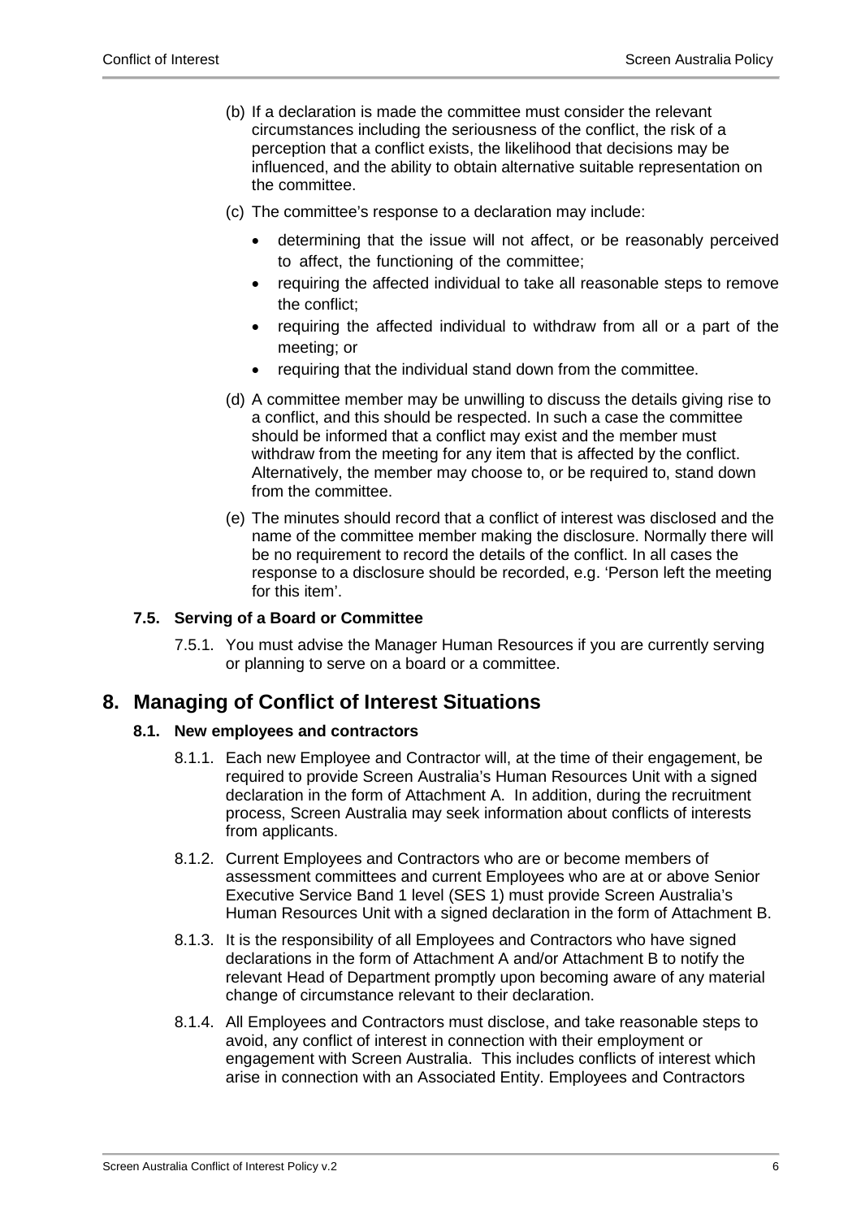(b) If a declaration is made the committee must consider the relevant circumstances including the seriousness of the conflict, the risk of a perception that a conflict exists, the likelihood that decisions may be influenced, and the ability to obtain alternative suitable representation on the committee.

(c) The committee's response to a declaration may include:

- determining that the issue will not affect, or be reasonably perceived to affect, the functioning of the committee;
- requiring the affected individual to take all reasonable steps to remove the conflict;
- requiring the affected individual to withdraw from all or a part of the meeting; or
- requiring that the individual stand down from the committee.

(d) A committee member may be unwilling to discuss the details giving rise to a conflict, and this should be respected. In such a case the committee should be informed that a conflict may exist and the member must withdraw from the meeting for any item that is affected by the conflict. Alternatively, the member may choose to, or be required to, stand down from the committee.

(e) The minutes should record that a conflict of interest was disclosed and the name of the committee member making the disclosure. Normally there will be no requirement to record the details of the conflict. In all cases the response to a disclosure should be recorded, e.g. 'Person left the meeting for this item'.

### 7.5. Serving of a Board or Committee

7.5.1. You must advise the Manager Human Resources if you are currently serving or planning to serve on a board or a committee.

## 8. Managing of Conflict of Interest Situations

### 8.1. New employees and contractors

8.1.1. Each new Employee and Contractor will, at the time of their engagement, be required to provide Screen Australia's Human Resources Unit with a signed declaration in the form of Attachment A. In addition, during the recruitment process, Screen Australia may seek information about conflicts of interests from applicants.

8.1.2. Current Employees and Contractors who are or become members of assessment committees and current Employees who are at or above Senior Executive Service Band 1 level (SES 1) must provide Screen Australia's Human Resources Unit with a signed declaration in the form of Attachment B.

8.1.3. It is the responsibility of all Employees and Contractors who have signed declarations in the form of Attachment A and/or Attachment B to notify the relevant Head of Department promptly upon becoming aware of any material change of circumstance relevant to their declaration.

8.1.4. All Employees and Contractors must disclose, and take reasonable steps to avoid, any conflict of interest in connection with their employment or engagement with Screen Australia. This includes conflicts of interest which arise in connection with an Associated Entity. Employees and Contractors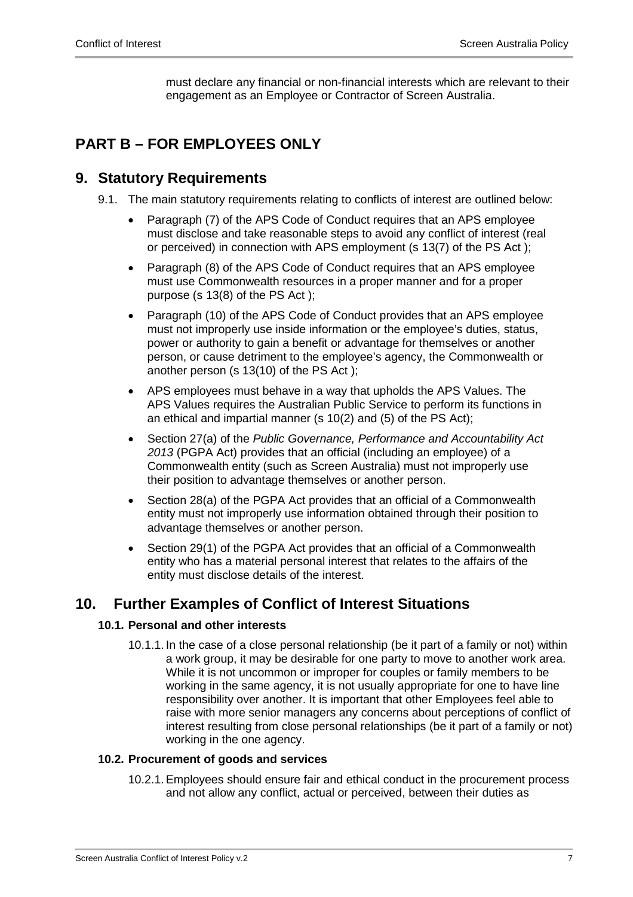must declare any financial or non-financial interests which are relevant to their engagement as an Employee or Contractor of Screen Australia.

# PART B – FOR EMPLOYEES ONLY

## 9. Statutory Requirements

9.1. The main statutory requirements relating to conflicts of interest are outlined below:

- Paragraph (7) of the APS Code of Conduct requires that an APS employee must disclose and take reasonable steps to avoid any conflict of interest (real or perceived) in connection with APS employment (s 13(7) of the PS Act );
- Paragraph (8) of the APS Code of Conduct requires that an APS employee must use Commonwealth resources in a proper manner and for a proper purpose (s 13(8) of the PS Act );
- Paragraph (10) of the APS Code of Conduct provides that an APS employee must not improperly use inside information or the employee's duties, status, power or authority to gain a benefit or advantage for themselves or another person, or cause detriment to the employee's agency, the Commonwealth or another person (s 13(10) of the PS Act );
- APS employees must behave in a way that upholds the APS Values. The APS Values requires the Australian Public Service to perform its functions in an ethical and impartial manner (s 10(2) and (5) of the PS Act);
- Section 27(a) of the *Public Governance, Performance and Accountability Act 2013* (PGPA Act) provides that an official (including an employee) of a Commonwealth entity (such as Screen Australia) must not improperly use their position to advantage themselves or another person.
- Section 28(a) of the PGPA Act provides that an official of a Commonwealth entity must not improperly use information obtained through their position to advantage themselves or another person.
- Section 29(1) of the PGPA Act provides that an official of a Commonwealth entity who has a material personal interest that relates to the affairs of the entity must disclose details of the interest.

## 10. Further Examples of Conflict of Interest Situations

### 10.1. Personal and other interests

10.1.1. In the case of a close personal relationship (be it part of a family or not) within a work group, it may be desirable for one party to move to another work area. While it is not uncommon or improper for couples or family members to be working in the same agency, it is not usually appropriate for one to have line responsibility over another. It is important that other Employees feel able to raise with more senior managers any concerns about perceptions of conflict of interest resulting from close personal relationships (be it part of a family or not) working in the one agency.

### 10.2. Procurement of goods and services

10.2.1. Employees should ensure fair and ethical conduct in the procurement process and not allow any conflict, actual or perceived, between their duties as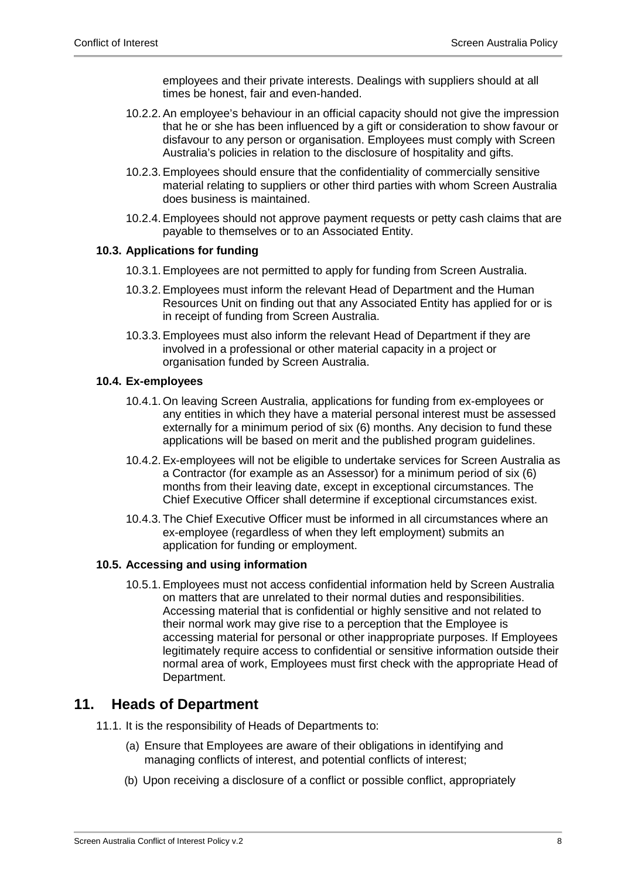employees and their private interests. Dealings with suppliers should at all times be honest, fair and even-handed.

10.2.2. An employee's behaviour in an official capacity should not give the impression that he or she has been influenced by a gift or consideration to show favour or disfavour to any person or organisation. Employees must comply with Screen Australia's policies in relation to the disclosure of hospitality and gifts.

10.2.3. Employees should ensure that the confidentiality of commercially sensitive material relating to suppliers or other third parties with whom Screen Australia does business is maintained.

10.2.4. Employees should not approve payment requests or petty cash claims that are payable to themselves or to an Associated Entity.

### 10.3. Applications for funding

10.3.1. Employees are not permitted to apply for funding from Screen Australia.

10.3.2. Employees must inform the relevant Head of Department and the Human Resources Unit on finding out that any Associated Entity has applied for or is in receipt of funding from Screen Australia.

10.3.3. Employees must also inform the relevant Head of Department if they are involved in a professional or other material capacity in a project or organisation funded by Screen Australia.

### 10.4. Ex-employees

10.4.1. On leaving Screen Australia, applications for funding from ex-employees or any entities in which they have a material personal interest must be assessed externally for a minimum period of six (6) months. Any decision to fund these applications will be based on merit and the published program guidelines.

10.4.2. Ex-employees will not be eligible to undertake services for Screen Australia as a Contractor (for example as an Assessor) for a minimum period of six (6) months from their leaving date, except in exceptional circumstances. The Chief Executive Officer shall determine if exceptional circumstances exist.

10.4.3. The Chief Executive Officer must be informed in all circumstances where an ex-employee (regardless of when they left employment) submits an application for funding or employment.

### 10.5. Accessing and using information

10.5.1. Employees must not access confidential information held by Screen Australia on matters that are unrelated to their normal duties and responsibilities. Accessing material that is confidential or highly sensitive and not related to their normal work may give rise to a perception that the Employee is accessing material for personal or other inappropriate purposes. If Employees legitimately require access to confidential or sensitive information outside their normal area of work, Employees must first check with the appropriate Head of Department.

## 11. Heads of Department

11.1. It is the responsibility of Heads of Departments to:

(a) Ensure that Employees are aware of their obligations in identifying and managing conflicts of interest, and potential conflicts of interest;

(b) Upon receiving a disclosure of a conflict or possible conflict, appropriately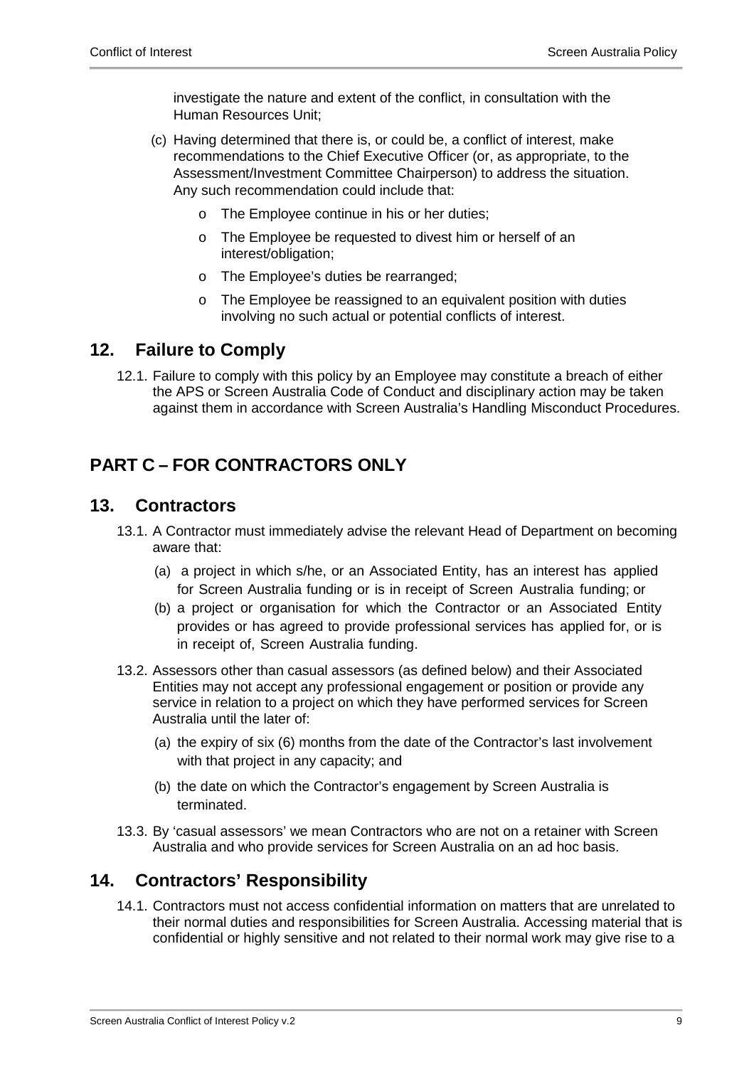investigate the nature and extent of the conflict, in consultation with the Human Resources Unit;

(c) Having determined that there is, or could be, a conflict of interest, make recommendations to the Chief Executive Officer (or, as appropriate, to the Assessment/Investment Committee Chairperson) to address the situation. Any such recommendation could include that:

- The Employee continue in his or her duties;
- The Employee be requested to divest him or herself of an interest/obligation;
- The Employee's duties be rearranged;
- The Employee be reassigned to an equivalent position with duties involving no such actual or potential conflicts of interest.

## 12. Failure to Comply

12.1. Failure to comply with this policy by an Employee may constitute a breach of either the APS or Screen Australia Code of Conduct and disciplinary action may be taken against them in accordance with Screen Australia's Handling Misconduct Procedures.

# PART C – FOR CONTRACTORS ONLY

## 13. Contractors

13.1. A Contractor must immediately advise the relevant Head of Department on becoming aware that:

(a) a project in which s/he, or an Associated Entity, has an interest has applied for Screen Australia funding or is in receipt of Screen Australia funding; or

(b) a project or organisation for which the Contractor or an Associated Entity provides or has agreed to provide professional services has applied for, or is in receipt of, Screen Australia funding.

13.2. Assessors other than casual assessors (as defined below) and their Associated Entities may not accept any professional engagement or position or provide any service in relation to a project on which they have performed services for Screen Australia until the later of:

(a) the expiry of six (6) months from the date of the Contractor's last involvement with that project in any capacity; and

(b) the date on which the Contractor's engagement by Screen Australia is terminated.

13.3. By 'casual assessors' we mean Contractors who are not on a retainer with Screen Australia and who provide services for Screen Australia on an ad hoc basis.

## 14. Contractors' Responsibility

14.1. Contractors must not access confidential information on matters that are unrelated to their normal duties and responsibilities for Screen Australia. Accessing material that is confidential or highly sensitive and not related to their normal work may give rise to a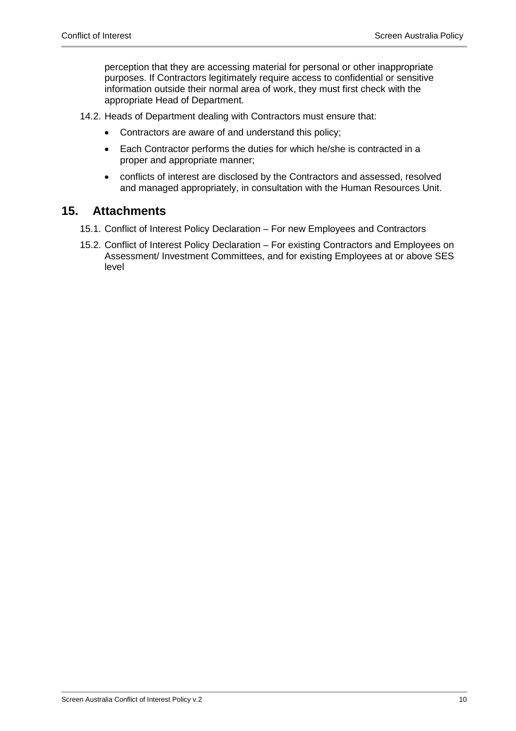perception that they are accessing material for personal or other inappropriate purposes. If Contractors legitimately require access to confidential or sensitive information outside their normal area of work, they must first check with the appropriate Head of Department.

14.2. Heads of Department dealing with Contractors must ensure that:

- Contractors are aware of and understand this policy;
- Each Contractor performs the duties for which he/she is contracted in a proper and appropriate manner;
- conflicts of interest are disclosed by the Contractors and assessed, resolved and managed appropriately, in consultation with the Human Resources Unit.

## 15. Attachments

15.1. Conflict of Interest Policy Declaration – For new Employees and Contractors

15.2. Conflict of Interest Policy Declaration – For existing Contractors and Employees on Assessment/ Investment Committees, and for existing Employees at or above SES level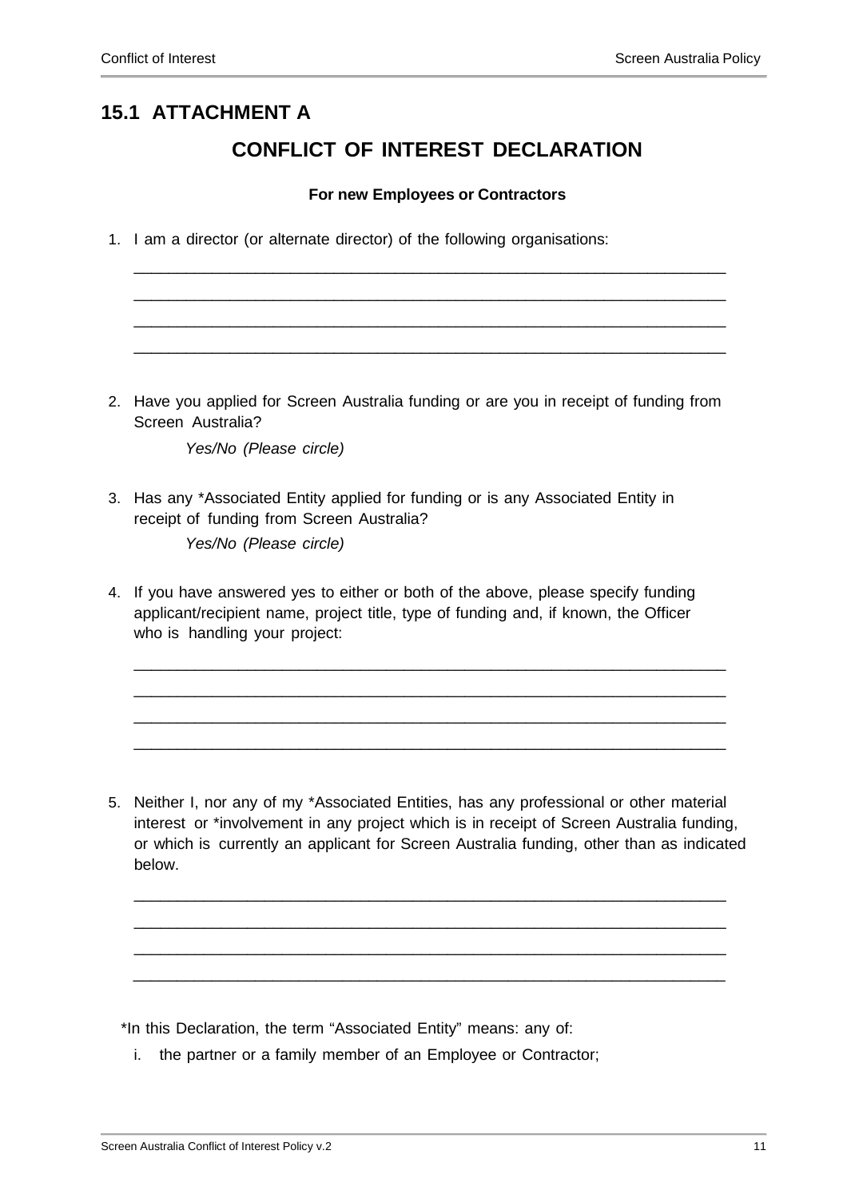## 15.1 ATTACHMENT A

## CONFLICT OF INTEREST DECLARATION

**For new Employees or Contractors**

1. I am a director (or alternate director) of the following organisations:

   ______________________________________________________________________
   ______________________________________________________________________
   ______________________________________________________________________
   ______________________________________________________________________

2. Have you applied for Screen Australia funding or are you in receipt of funding from Screen Australia?

   *Yes/No (Please circle)*

3. Has any *Associated Entity applied for funding or is any Associated Entity in receipt of funding from Screen Australia?

   *Yes/No (Please circle)*

4. If you have answered yes to either or both of the above, please specify funding applicant/recipient name, project title, type of funding and, if known, the Officer who is handling your project:

   ______________________________________________________________________
   ______________________________________________________________________
   ______________________________________________________________________
   ______________________________________________________________________

5. Neither I, nor any of my *Associated Entities, has any professional or other material interest or *involvement in any project which is in receipt of Screen Australia funding, or which is currently an applicant for Screen Australia funding, other than as indicated below.

   ______________________________________________________________________
   ______________________________________________________________________
   ______________________________________________________________________
   ______________________________________________________________________

*In this Declaration, the term "Associated Entity" means: any of:

i. the partner or a family member of an Employee or Contractor;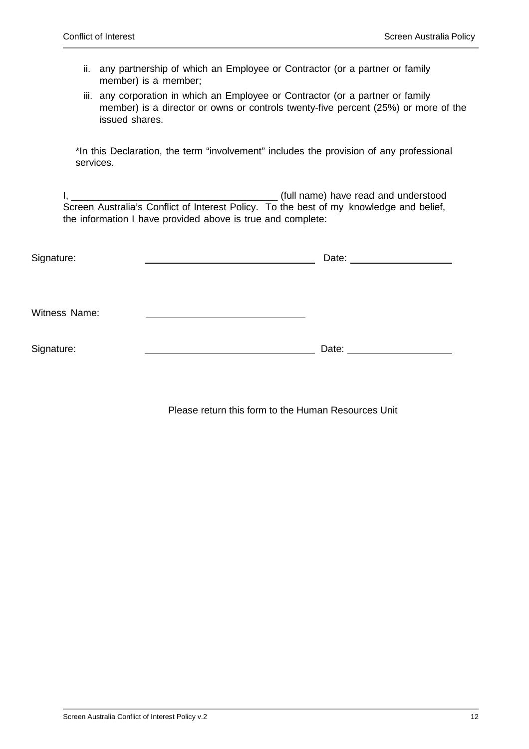ii. any partnership of which an Employee or Contractor (or a partner or family member) is a member;

iii. any corporation in which an Employee or Contractor (or a partner or family member) is a director or owns or controls twenty-five percent (25%) or more of the issued shares.

*In this Declaration, the term "involvement" includes the provision of any professional services.

I, ______________________________________ (full name) have read and understood Screen Australia's Conflict of Interest Policy. To the best of my knowledge and belief, the information I have provided above is true and complete:

Signature: ______________________________ Date: ____________________

Witness Name: ______________________________

Signature: ______________________________ Date: ____________________

Please return this form to the Human Resources Unit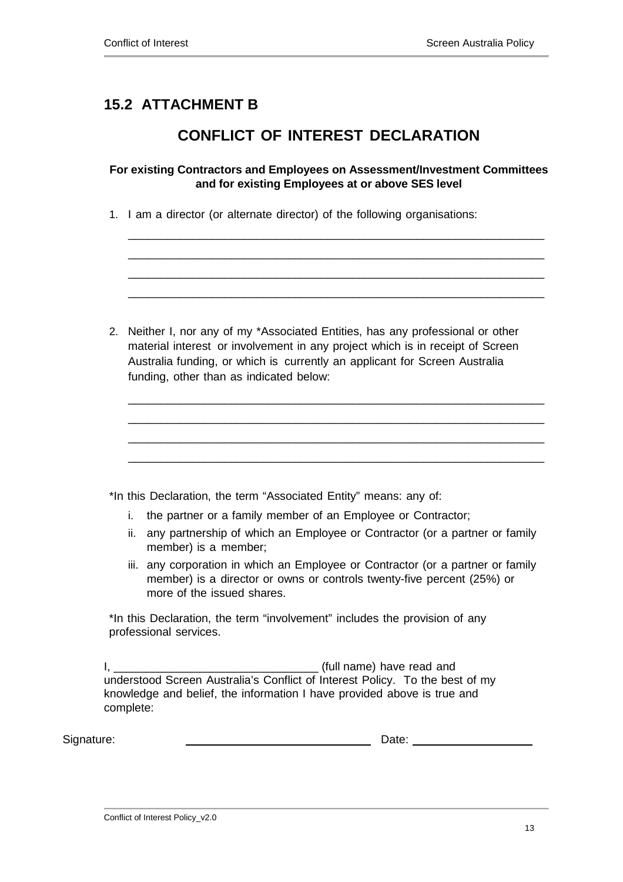## 15.2 ATTACHMENT B

# CONFLICT OF INTEREST DECLARATION

**For existing Contractors and Employees on Assessment/Investment Committees and for existing Employees at or above SES level**

1. I am a director (or alternate director) of the following organisations:

    ________________________________________________________________

    ________________________________________________________________

    ________________________________________________________________

    ________________________________________________________________

2. Neither I, nor any of my *Associated Entities, has any professional or other material interest or involvement in any project which is in receipt of Screen Australia funding, or which is currently an applicant for Screen Australia funding, other than as indicated below:

    ________________________________________________________________

    ________________________________________________________________

    ________________________________________________________________

    ________________________________________________________________

*In this Declaration, the term "Associated Entity" means: any of:

i. the partner or a family member of an Employee or Contractor;
ii. any partnership of which an Employee or Contractor (or a partner or family member) is a member;
iii. any corporation in which an Employee or Contractor (or a partner or family member) is a director or owns or controls twenty-five percent (25%) or more of the issued shares.

*In this Declaration, the term "involvement" includes the provision of any professional services.

I, _______________________________ (full name) have read and understood Screen Australia's Conflict of Interest Policy. To the best of my knowledge and belief, the information I have provided above is true and complete:

Signature: ______________________________ Date: ____________________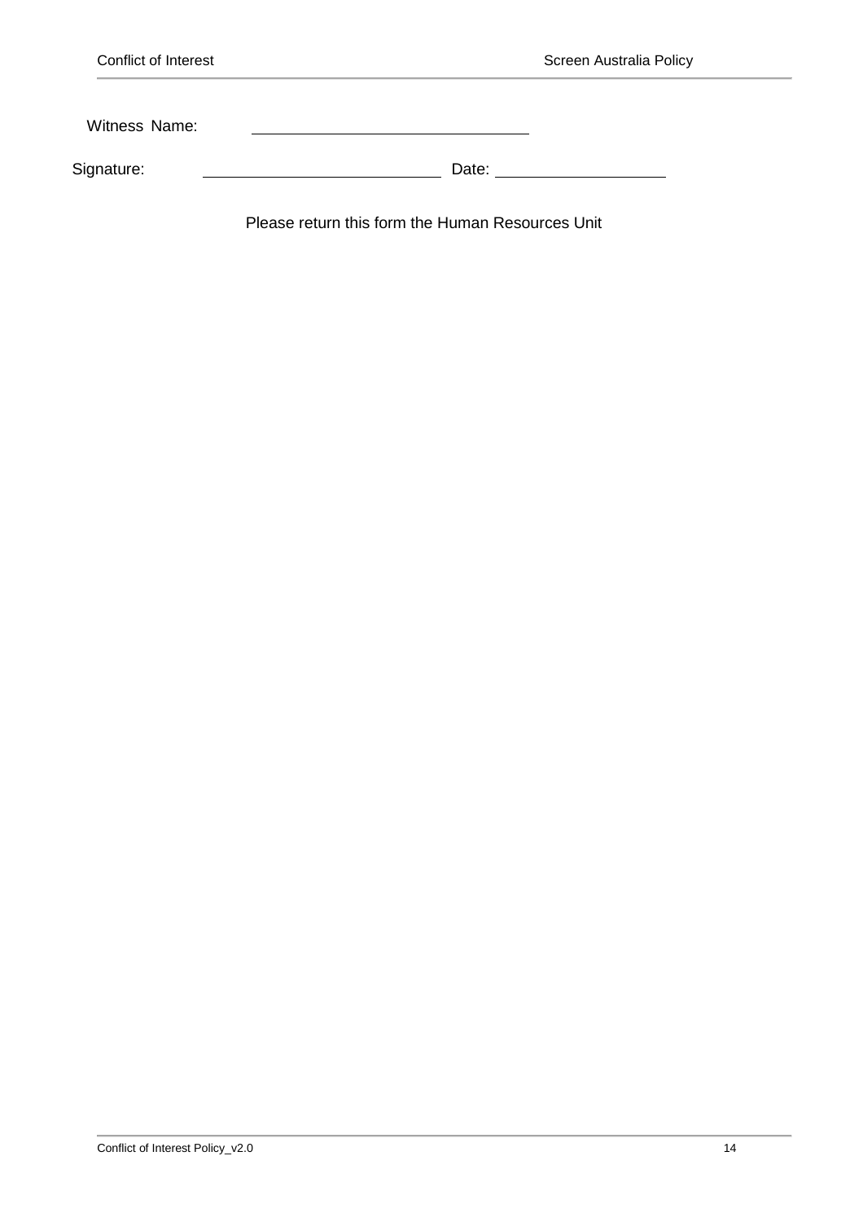Witness Name: \_\_\_\_\_\_\_\_\_\_\_\_\_\_\_\_\_\_\_\_\_\_\_\_\_\_\_\_\_\_

Signature: \_\_\_\_\_\_\_\_\_\_\_\_\_\_\_\_\_\_\_\_\_\_\_\_\_\_ Date: \_\_\_\_\_\_\_\_\_\_\_\_\_\_\_\_\_\_\_\_

Please return this form the Human Resources Unit